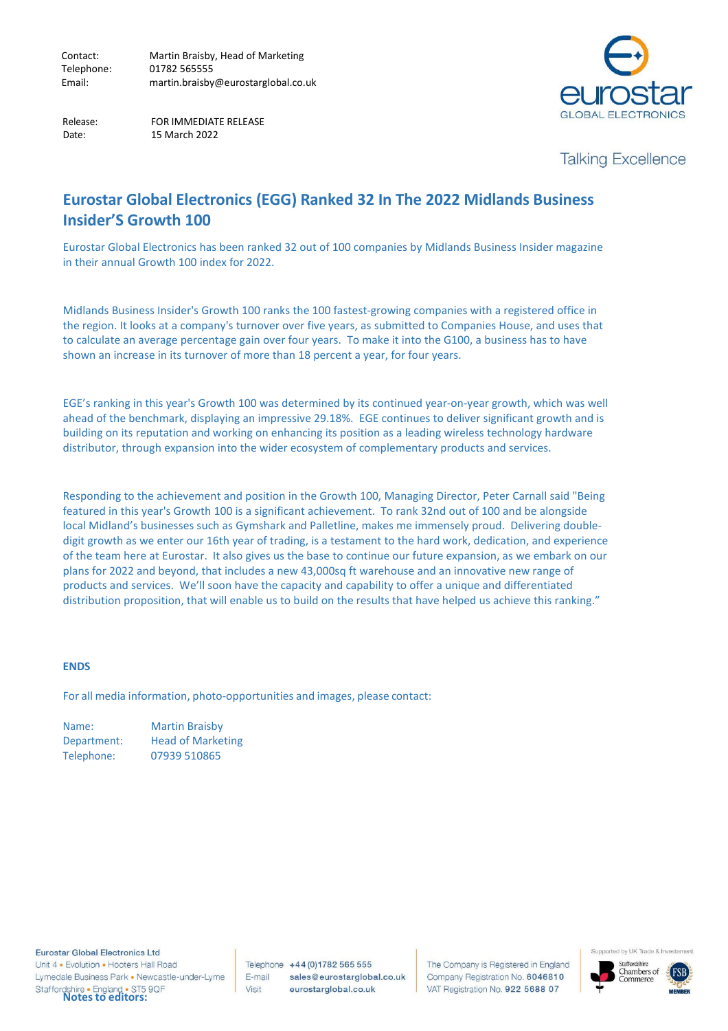Contact: Martin Braisby, Head of Marketing
Telephone: 01782 565555
Email: martin.braisby@eurostarglobal.co.uk

Release: FOR IMMEDIATE RELEASE
Date: 15 March 2022

eurostar GLOBAL ELECTRONICS

Talking Excellence

# Eurostar Global Electronics (EGG) Ranked 32 In The 2022 Midlands Business Insider'S Growth 100

Eurostar Global Electronics has been ranked 32 out of 100 companies by Midlands Business Insider magazine in their annual Growth 100 index for 2022.

Midlands Business Insider's Growth 100 ranks the 100 fastest-growing companies with a registered office in the region. It looks at a company's turnover over five years, as submitted to Companies House, and uses that to calculate an average percentage gain over four years. To make it into the G100, a business has to have shown an increase in its turnover of more than 18 percent a year, for four years.

EGE's ranking in this year's Growth 100 was determined by its continued year-on-year growth, which was well ahead of the benchmark, displaying an impressive 29.18%. EGE continues to deliver significant growth and is building on its reputation and working on enhancing its position as a leading wireless technology hardware distributor, through expansion into the wider ecosystem of complementary products and services.

Responding to the achievement and position in the Growth 100, Managing Director, Peter Carnall said "Being featured in this year's Growth 100 is a significant achievement. To rank 32nd out of 100 and be alongside local Midland's businesses such as Gymshark and Palletline, makes me immensely proud. Delivering double-digit growth as we enter our 16th year of trading, is a testament to the hard work, dedication, and experience of the team here at Eurostar. It also gives us the base to continue our future expansion, as we embark on our plans for 2022 and beyond, that includes a new 43,000sq ft warehouse and an innovative new range of products and services. We'll soon have the capacity and capability to offer a unique and differentiated distribution proposition, that will enable us to build on the results that have helped us achieve this ranking."

**ENDS**

For all media information, photo-opportunities and images, please contact:

Name: Martin Braisby
Department: Head of Marketing
Telephone: 07939 510865

**Notes to editors:**

Eurostar Global Electronics Ltd
Unit 4 • Evolution • Hooters Hall Road
Lymedale Business Park • Newcastle-under-Lyme
Staffordshire • England • ST5 9QF

Telephone +44 (0)1782 565 555
E-mail sales@eurostarglobal.co.uk
Visit eurostarglobal.co.uk

The Company is Registered in England
Company Registration No. 6046810
VAT Registration No. 922 5688 07

Supported by UK Trade & Investment
Staffordshire Chambers of Commerce
FSB MEMBER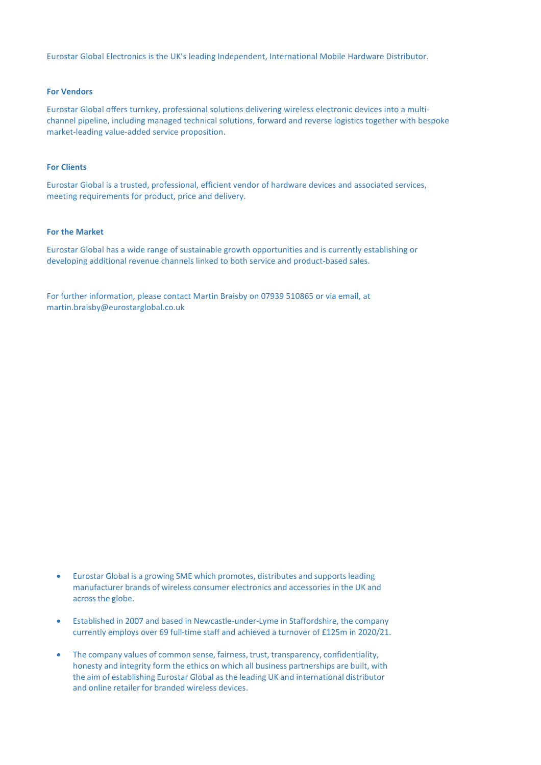Eurostar Global Electronics is the UK's leading Independent, International Mobile Hardware Distributor.

**For Vendors**

Eurostar Global offers turnkey, professional solutions delivering wireless electronic devices into a multi-channel pipeline, including managed technical solutions, forward and reverse logistics together with bespoke market-leading value-added service proposition.

**For Clients**

Eurostar Global is a trusted, professional, efficient vendor of hardware devices and associated services, meeting requirements for product, price and delivery.

**For the Market**

Eurostar Global has a wide range of sustainable growth opportunities and is currently establishing or developing additional revenue channels linked to both service and product-based sales.

For further information, please contact Martin Braisby on 07939 510865 or via email, at martin.braisby@eurostarglobal.co.uk

- Eurostar Global is a growing SME which promotes, distributes and supports leading manufacturer brands of wireless consumer electronics and accessories in the UK and across the globe.
- Established in 2007 and based in Newcastle-under-Lyme in Staffordshire, the company currently employs over 69 full-time staff and achieved a turnover of £125m in 2020/21.
- The company values of common sense, fairness, trust, transparency, confidentiality, honesty and integrity form the ethics on which all business partnerships are built, with the aim of establishing Eurostar Global as the leading UK and international distributor and online retailer for branded wireless devices.